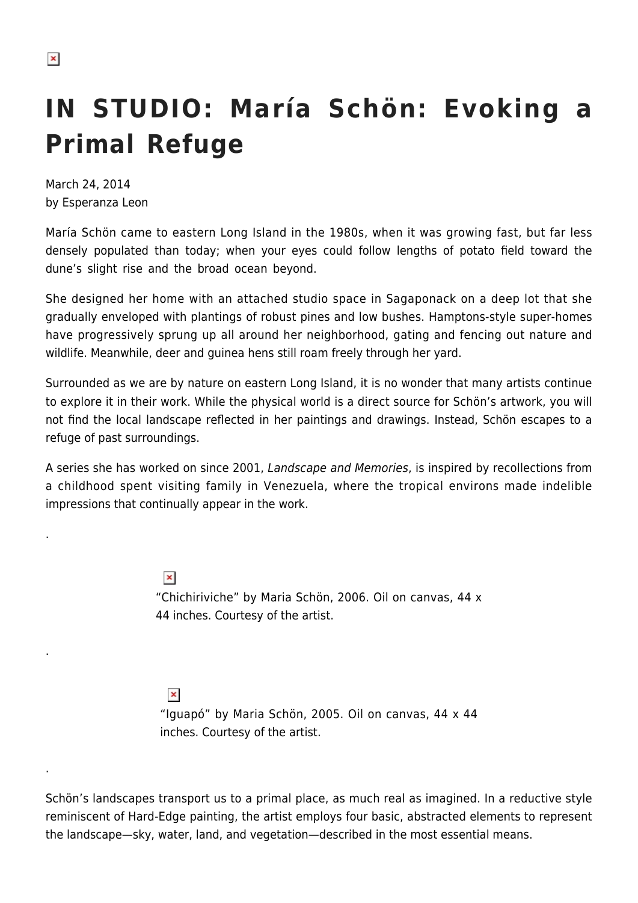# IN STUDIO: María Schön: Evoking a Primal Refuge

March 24, 2014
by Esperanza Leon

María Schön came to eastern Long Island in the 1980s, when it was growing fast, but far less densely populated than today; when your eyes could follow lengths of potato field toward the dune's slight rise and the broad ocean beyond.

She designed her home with an attached studio space in Sagaponack on a deep lot that she gradually enveloped with plantings of robust pines and low bushes. Hamptons-style super-homes have progressively sprung up all around her neighborhood, gating and fencing out nature and wildlife. Meanwhile, deer and guinea hens still roam freely through her yard.

Surrounded as we are by nature on eastern Long Island, it is no wonder that many artists continue to explore it in their work. While the physical world is a direct source for Schön's artwork, you will not find the local landscape reflected in her paintings and drawings. Instead, Schön escapes to a refuge of past surroundings.

A series she has worked on since 2001, *Landscape and Memories*, is inspired by recollections from a childhood spent visiting family in Venezuela, where the tropical environs made indelible impressions that continually appear in the work.

.

"Chichiriviche" by Maria Schön, 2006. Oil on canvas, 44 x 44 inches. Courtesy of the artist.

.

"Iguapó" by Maria Schön, 2005. Oil on canvas, 44 x 44 inches. Courtesy of the artist.

.

Schön's landscapes transport us to a primal place, as much real as imagined. In a reductive style reminiscent of Hard-Edge painting, the artist employs four basic, abstracted elements to represent the landscape—sky, water, land, and vegetation—described in the most essential means.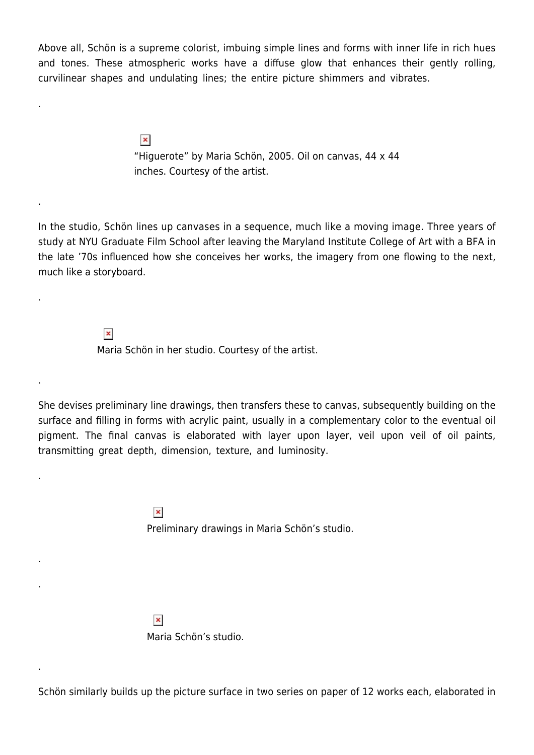Above all, Schön is a supreme colorist, imbuing simple lines and forms with inner life in rich hues and tones. These atmospheric works have a diffuse glow that enhances their gently rolling, curvilinear shapes and undulating lines; the entire picture shimmers and vibrates.

.

“Higuerote” by Maria Schön, 2005. Oil on canvas, 44 x 44 inches. Courtesy of the artist.

.

In the studio, Schön lines up canvases in a sequence, much like a moving image. Three years of study at NYU Graduate Film School after leaving the Maryland Institute College of Art with a BFA in the late ’70s influenced how she conceives her works, the imagery from one flowing to the next, much like a storyboard.

.

Maria Schön in her studio. Courtesy of the artist.

.

She devises preliminary line drawings, then transfers these to canvas, subsequently building on the surface and filling in forms with acrylic paint, usually in a complementary color to the eventual oil pigment. The final canvas is elaborated with layer upon layer, veil upon veil of oil paints, transmitting great depth, dimension, texture, and luminosity.

.

Preliminary drawings in Maria Schön’s studio.

.

.

Maria Schön’s studio.

.

Schön similarly builds up the picture surface in two series on paper of 12 works each, elaborated in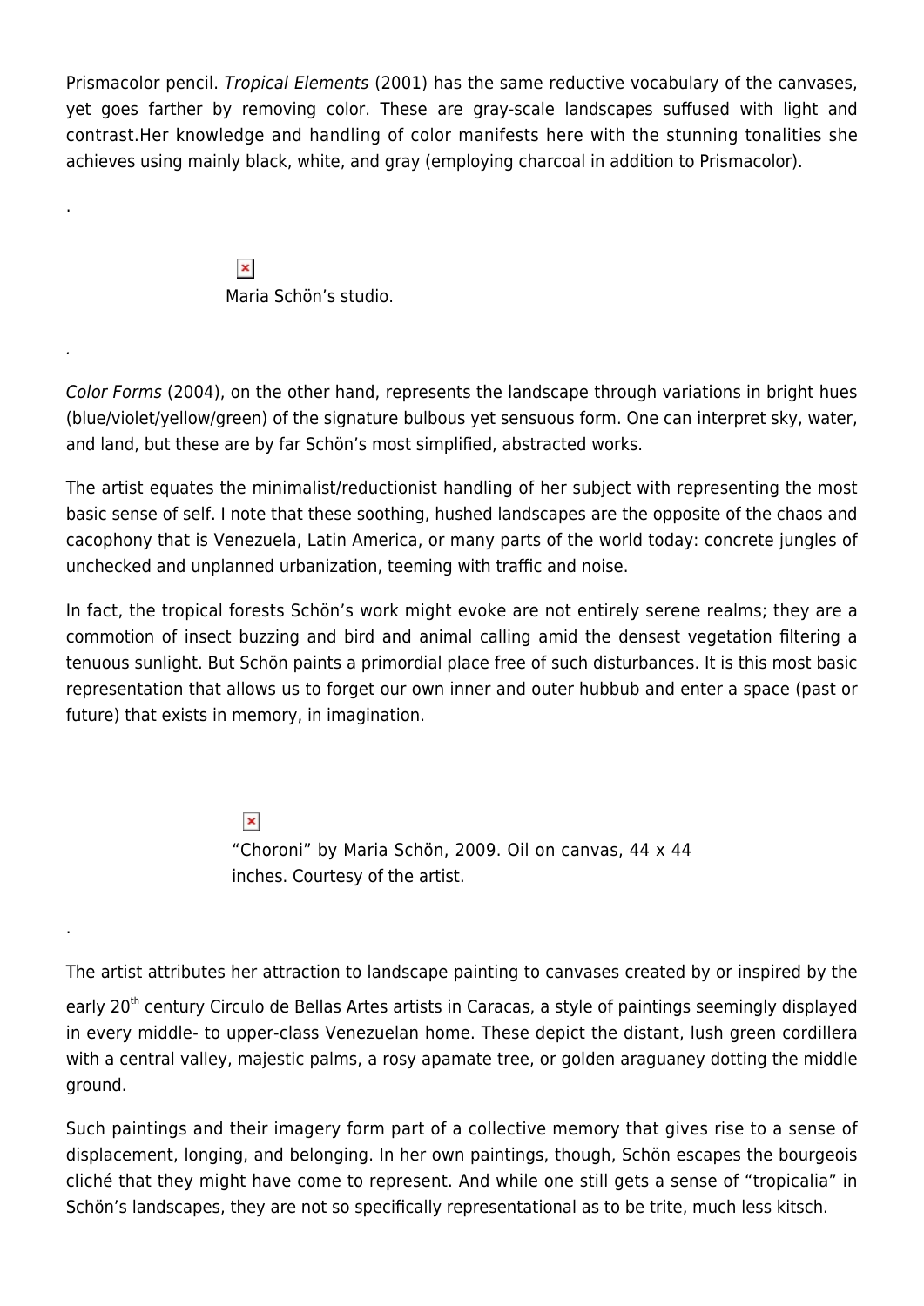Prismacolor pencil. *Tropical Elements* (2001) has the same reductive vocabulary of the canvases, yet goes farther by removing color. These are gray-scale landscapes suffused with light and contrast.Her knowledge and handling of color manifests here with the stunning tonalities she achieves using mainly black, white, and gray (employing charcoal in addition to Prismacolor).

.

Maria Schön's studio.

.

*Color Forms* (2004), on the other hand, represents the landscape through variations in bright hues (blue/violet/yellow/green) of the signature bulbous yet sensuous form. One can interpret sky, water, and land, but these are by far Schön's most simplified, abstracted works.

The artist equates the minimalist/reductionist handling of her subject with representing the most basic sense of self. I note that these soothing, hushed landscapes are the opposite of the chaos and cacophony that is Venezuela, Latin America, or many parts of the world today: concrete jungles of unchecked and unplanned urbanization, teeming with traffic and noise.

In fact, the tropical forests Schön's work might evoke are not entirely serene realms; they are a commotion of insect buzzing and bird and animal calling amid the densest vegetation filtering a tenuous sunlight. But Schön paints a primordial place free of such disturbances. It is this most basic representation that allows us to forget our own inner and outer hubbub and enter a space (past or future) that exists in memory, in imagination.

"Choroni" by Maria Schön, 2009. Oil on canvas, 44 x 44 inches. Courtesy of the artist.

.

The artist attributes her attraction to landscape painting to canvases created by or inspired by the early 20th century Circulo de Bellas Artes artists in Caracas, a style of paintings seemingly displayed in every middle- to upper-class Venezuelan home. These depict the distant, lush green cordillera with a central valley, majestic palms, a rosy apamate tree, or golden araguaney dotting the middle ground.

Such paintings and their imagery form part of a collective memory that gives rise to a sense of displacement, longing, and belonging. In her own paintings, though, Schön escapes the bourgeois cliché that they might have come to represent. And while one still gets a sense of "tropicalia" in Schön's landscapes, they are not so specifically representational as to be trite, much less kitsch.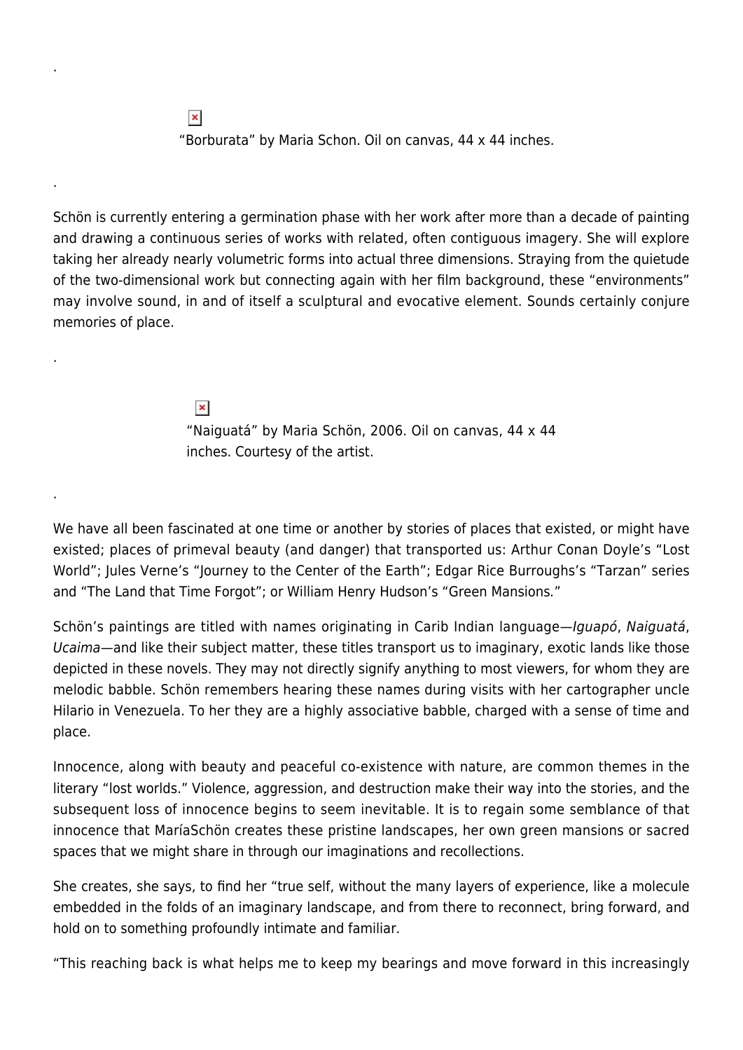.

"Borburata" by Maria Schon. Oil on canvas, 44 x 44 inches.

.

Schön is currently entering a germination phase with her work after more than a decade of painting and drawing a continuous series of works with related, often contiguous imagery. She will explore taking her already nearly volumetric forms into actual three dimensions. Straying from the quietude of the two-dimensional work but connecting again with her film background, these "environments" may involve sound, in and of itself a sculptural and evocative element. Sounds certainly conjure memories of place.

.

"Naiguatá" by Maria Schön, 2006. Oil on canvas, 44 x 44 inches. Courtesy of the artist.

.

We have all been fascinated at one time or another by stories of places that existed, or might have existed; places of primeval beauty (and danger) that transported us: Arthur Conan Doyle's "Lost World"; Jules Verne's "Journey to the Center of the Earth"; Edgar Rice Burroughs's "Tarzan" series and "The Land that Time Forgot"; or William Henry Hudson's "Green Mansions."

Schön's paintings are titled with names originating in Carib Indian language—*Iguapó*, *Naiguatá*, *Ucaima*—and like their subject matter, these titles transport us to imaginary, exotic lands like those depicted in these novels. They may not directly signify anything to most viewers, for whom they are melodic babble. Schön remembers hearing these names during visits with her cartographer uncle Hilario in Venezuela. To her they are a highly associative babble, charged with a sense of time and place.

Innocence, along with beauty and peaceful co-existence with nature, are common themes in the literary "lost worlds." Violence, aggression, and destruction make their way into the stories, and the subsequent loss of innocence begins to seem inevitable. It is to regain some semblance of that innocence that MaríaSchön creates these pristine landscapes, her own green mansions or sacred spaces that we might share in through our imaginations and recollections.

She creates, she says, to find her "true self, without the many layers of experience, like a molecule embedded in the folds of an imaginary landscape, and from there to reconnect, bring forward, and hold on to something profoundly intimate and familiar.

"This reaching back is what helps me to keep my bearings and move forward in this increasingly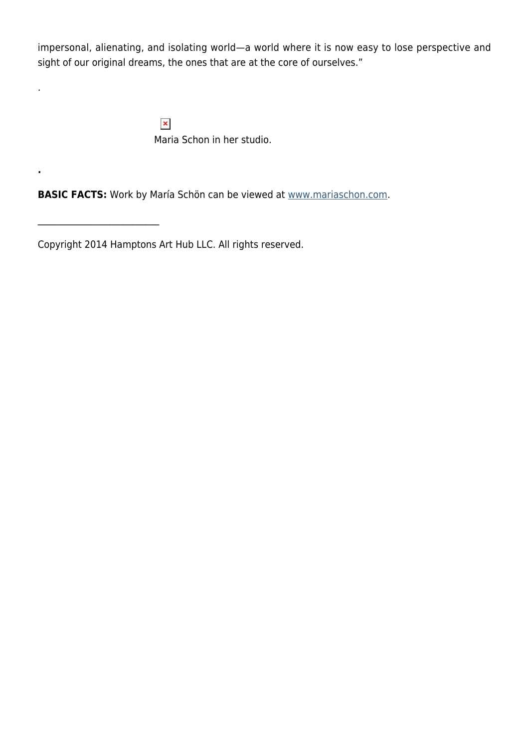impersonal, alienating, and isolating world—a world where it is now easy to lose perspective and sight of our original dreams, the ones that are at the core of ourselves."

.

Maria Schon in her studio.

.

**BASIC FACTS:** Work by María Schön can be viewed at www.mariaschon.com.

\_\_\_\_\_\_\_\_\_\_\_\_\_\_\_\_\_\_\_\_\_\_\_\_\_

Copyright 2014 Hamptons Art Hub LLC. All rights reserved.